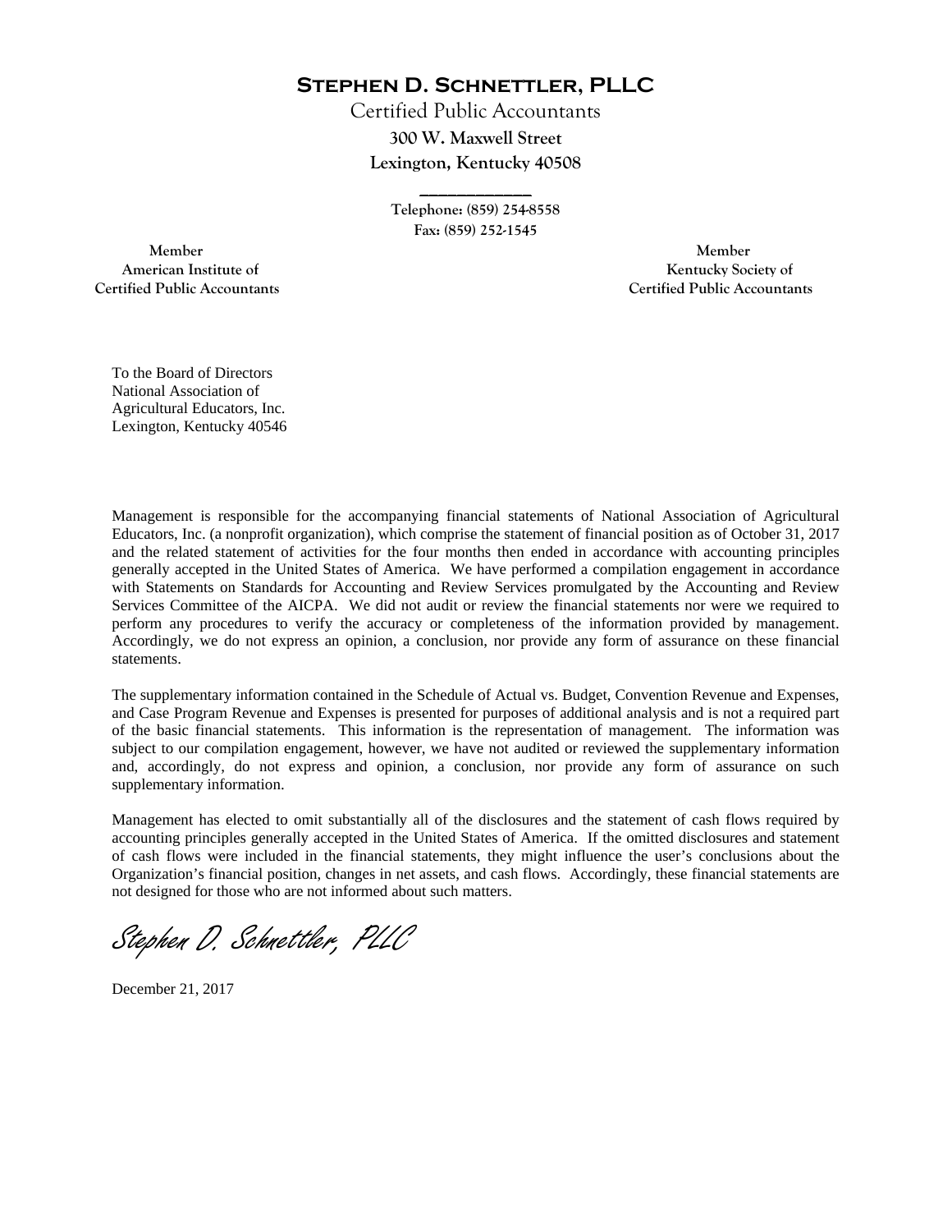# Stephen D. Schnettler, PLLC

Certified Public Accountants
**300 W. Maxwell Street**
**Lexington, Kentucky 40508**

**Telephone: (859) 254-8558**
**Fax: (859) 252-1545**

**Member**
**American Institute of**
**Certified Public Accountants**

**Member**
**Kentucky Society of**
**Certified Public Accountants**

To the Board of Directors
National Association of
Agricultural Educators, Inc.
Lexington, Kentucky 40546

Management is responsible for the accompanying financial statements of National Association of Agricultural Educators, Inc. (a nonprofit organization), which comprise the statement of financial position as of October 31, 2017 and the related statement of activities for the four months then ended in accordance with accounting principles generally accepted in the United States of America. We have performed a compilation engagement in accordance with Statements on Standards for Accounting and Review Services promulgated by the Accounting and Review Services Committee of the AICPA. We did not audit or review the financial statements nor were we required to perform any procedures to verify the accuracy or completeness of the information provided by management. Accordingly, we do not express an opinion, a conclusion, nor provide any form of assurance on these financial statements.

The supplementary information contained in the Schedule of Actual vs. Budget, Convention Revenue and Expenses, and Case Program Revenue and Expenses is presented for purposes of additional analysis and is not a required part of the basic financial statements. This information is the representation of management. The information was subject to our compilation engagement, however, we have not audited or reviewed the supplementary information and, accordingly, do not express and opinion, a conclusion, nor provide any form of assurance on such supplementary information.

Management has elected to omit substantially all of the disclosures and the statement of cash flows required by accounting principles generally accepted in the United States of America. If the omitted disclosures and statement of cash flows were included in the financial statements, they might influence the user's conclusions about the Organization's financial position, changes in net assets, and cash flows. Accordingly, these financial statements are not designed for those who are not informed about such matters.

*Stephen D. Schnettler, PLLC*

December 21, 2017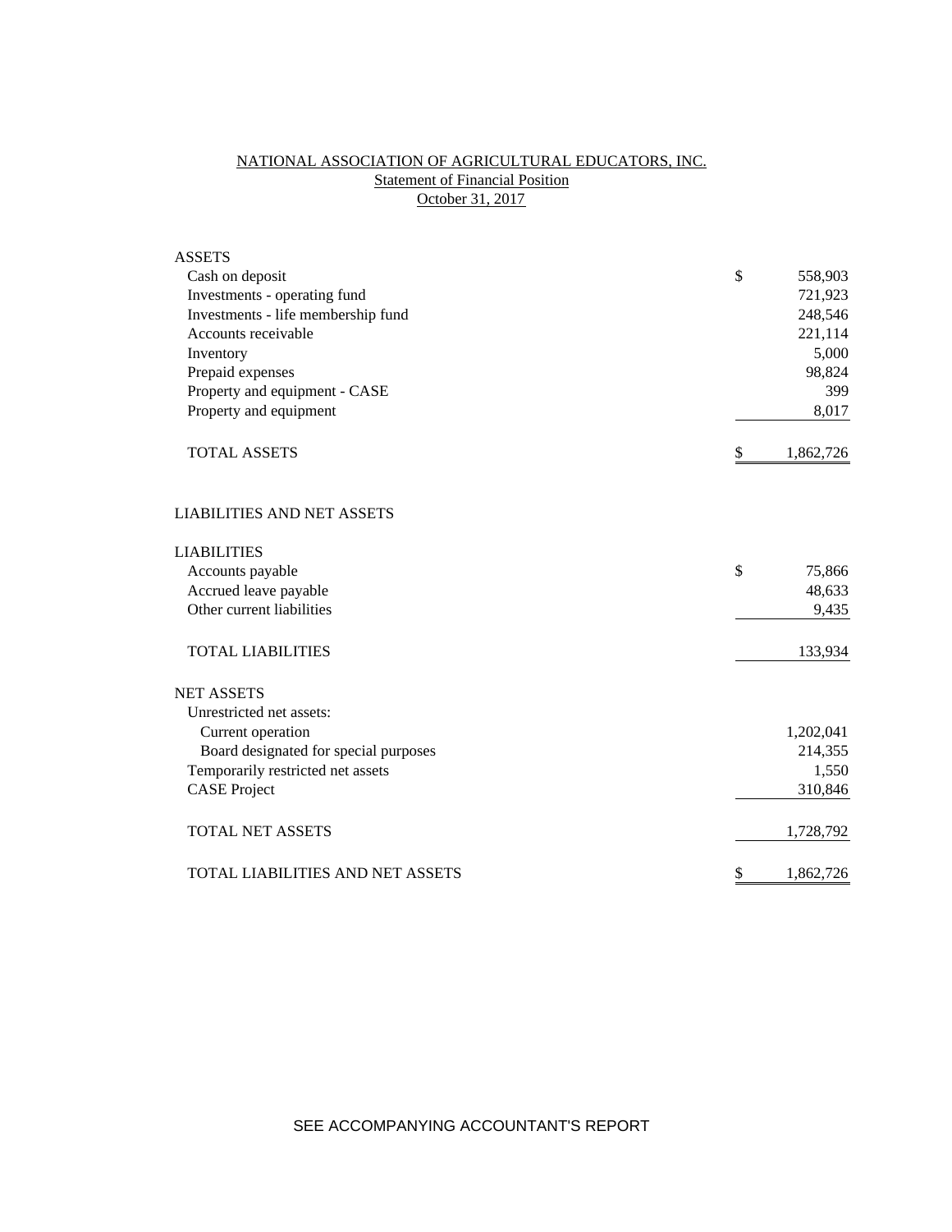# NATIONAL ASSOCIATION OF AGRICULTURAL EDUCATORS, INC.

## Statement of Financial Position

### October 31, 2017

| | | |
|---|---|---|
| **ASSETS** | | |
| Cash on deposit | $ | 558,903 |
| Investments - operating fund | | 721,923 |
| Investments - life membership fund | | 248,546 |
| Accounts receivable | | 221,114 |
| Inventory | | 5,000 |
| Prepaid expenses | | 98,824 |
| Property and equipment - CASE | | 399 |
| Property and equipment | | 8,017 |
| TOTAL ASSETS | $ | 1,862,726 |
| | | |
| **LIABILITIES AND NET ASSETS** | | |
| | | |
| **LIABILITIES** | | |
| Accounts payable | $ | 75,866 |
| Accrued leave payable | | 48,633 |
| Other current liabilities | | 9,435 |
| TOTAL LIABILITIES | | 133,934 |
| | | |
| **NET ASSETS** | | |
| Unrestricted net assets: | | |
| Current operation | | 1,202,041 |
| Board designated for special purposes | | 214,355 |
| Temporarily restricted net assets | | 1,550 |
| CASE Project | | 310,846 |
| TOTAL NET ASSETS | | 1,728,792 |
| | | |
| TOTAL LIABILITIES AND NET ASSETS | $ | 1,862,726 |

SEE ACCOMPANYING ACCOUNTANT'S REPORT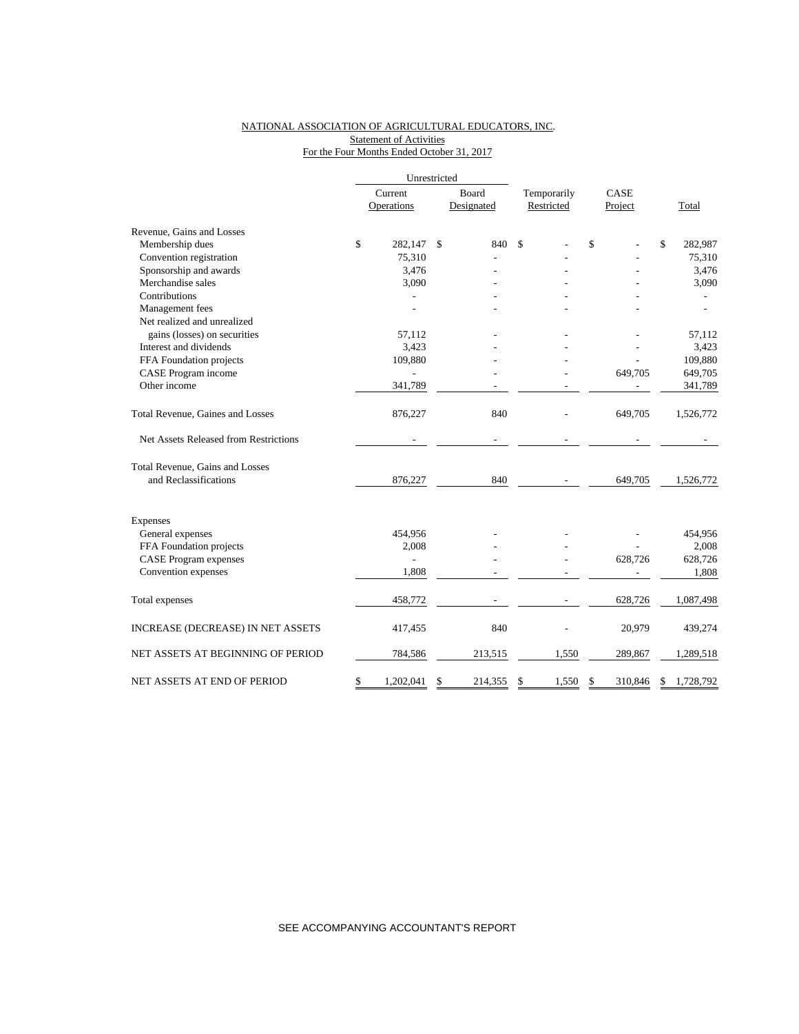NATIONAL ASSOCIATION OF AGRICULTURAL EDUCATORS, INC.
Statement of Activities
For the Four Months Ended October 31, 2017

| | Unrestricted | | | | |
|---|---|---|---|---|---|
| | Current Operations | Board Designated | Temporarily Restricted | CASE Project | Total |
| Revenue, Gains and Losses | | | | | |
| Membership dues | $ 282,147 | $ 840 | $ - | $ - | $ 282,987 |
| Convention registration | 75,310 | - | - | - | 75,310 |
| Sponsorship and awards | 3,476 | - | - | - | 3,476 |
| Merchandise sales | 3,090 | - | - | - | 3,090 |
| Contributions | - | - | - | - | - |
| Management fees | - | - | - | - | - |
| Net realized and unrealized gains (losses) on securities | 57,112 | - | - | - | 57,112 |
| Interest and dividends | 3,423 | - | - | - | 3,423 |
| FFA Foundation projects | 109,880 | - | - | - | 109,880 |
| CASE Program income | - | - | - | 649,705 | 649,705 |
| Other income | 341,789 | - | - | - | 341,789 |
| Total Revenue, Gaines and Losses | 876,227 | 840 | - | 649,705 | 1,526,772 |
| Net Assets Released from Restrictions | - | - | - | - | - |
| Total Revenue, Gains and Losses and Reclassifications | 876,227 | 840 | - | 649,705 | 1,526,772 |
| Expenses | | | | | |
| General expenses | 454,956 | - | - | - | 454,956 |
| FFA Foundation projects | 2,008 | - | - | - | 2,008 |
| CASE Program expenses | - | - | - | 628,726 | 628,726 |
| Convention expenses | 1,808 | - | - | - | 1,808 |
| Total expenses | 458,772 | - | - | 628,726 | 1,087,498 |
| INCREASE (DECREASE) IN NET ASSETS | 417,455 | 840 | - | 20,979 | 439,274 |
| NET ASSETS AT BEGINNING OF PERIOD | 784,586 | 213,515 | 1,550 | 289,867 | 1,289,518 |
| NET ASSETS AT END OF PERIOD | $ 1,202,041 | $ 214,355 | $ 1,550 | $ 310,846 | $ 1,728,792 |

SEE ACCOMPANYING ACCOUNTANT'S REPORT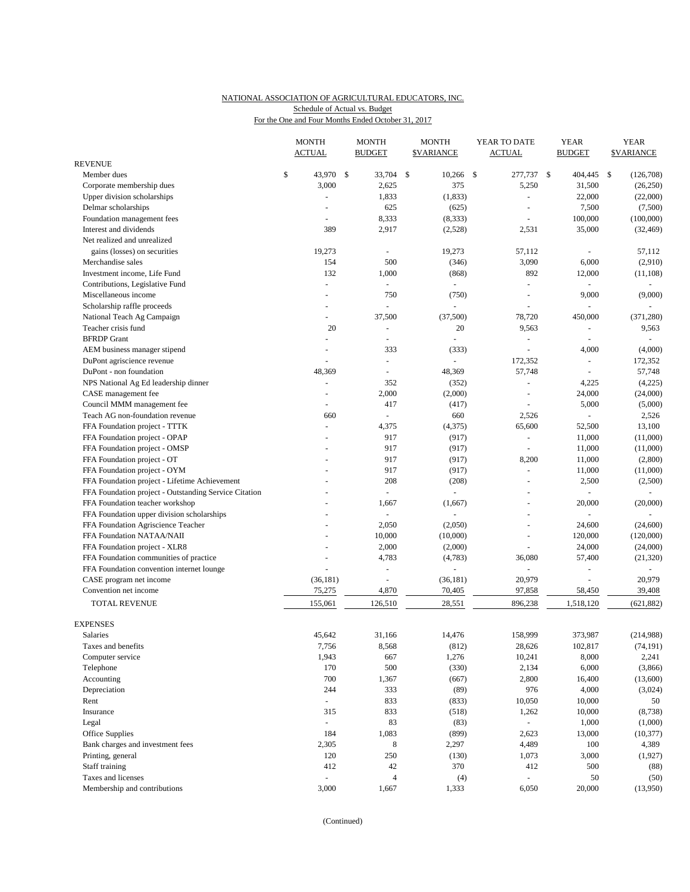NATIONAL ASSOCIATION OF AGRICULTURAL EDUCATORS, INC.
Schedule of Actual vs. Budget
For the One and Four Months Ended October 31, 2017

| | MONTH ACTUAL | MONTH BUDGET | MONTH $VARIANCE | YEAR TO DATE ACTUAL | YEAR BUDGET | YEAR $VARIANCE |
|---|---|---|---|---|---|---|
| REVENUE | | | | | | |
| Member dues | $ 43,970 | $ 33,704 | $ 10,266 | $ 277,737 | $ 404,445 | $ (126,708) |
| Corporate membership dues | 3,000 | 2,625 | 375 | 5,250 | 31,500 | (26,250) |
| Upper division scholarships | - | 1,833 | (1,833) | - | 22,000 | (22,000) |
| Delmar scholarships | - | 625 | (625) | - | 7,500 | (7,500) |
| Foundation management fees | - | 8,333 | (8,333) | - | 100,000 | (100,000) |
| Interest and dividends | 389 | 2,917 | (2,528) | 2,531 | 35,000 | (32,469) |
| Net realized and unrealized gains (losses) on securities | 19,273 | - | 19,273 | 57,112 | - | 57,112 |
| Merchandise sales | 154 | 500 | (346) | 3,090 | 6,000 | (2,910) |
| Investment income, Life Fund | 132 | 1,000 | (868) | 892 | 12,000 | (11,108) |
| Contributions, Legislative Fund | - | - | - | - | - | - |
| Miscellaneous income | - | 750 | (750) | - | 9,000 | (9,000) |
| Scholarship raffle proceeds | - | - | - | - | - | - |
| National Teach Ag Campaign | - | 37,500 | (37,500) | 78,720 | 450,000 | (371,280) |
| Teacher crisis fund | 20 | - | 20 | 9,563 | - | 9,563 |
| BFRDP Grant | - | - | - | - | - | - |
| AEM business manager stipend | - | 333 | (333) | - | 4,000 | (4,000) |
| DuPont agriscience revenue | - | - | - | 172,352 | - | 172,352 |
| DuPont - non foundation | 48,369 | - | 48,369 | 57,748 | - | 57,748 |
| NPS National Ag Ed leadership dinner | - | 352 | (352) | - | 4,225 | (4,225) |
| CASE management fee | - | 2,000 | (2,000) | - | 24,000 | (24,000) |
| Council MMM management fee | - | 417 | (417) | - | 5,000 | (5,000) |
| Teach AG non-foundation revenue | 660 | - | 660 | 2,526 | - | 2,526 |
| FFA Foundation project - TTTK | - | 4,375 | (4,375) | 65,600 | 52,500 | 13,100 |
| FFA Foundation project - OPAP | - | 917 | (917) | - | 11,000 | (11,000) |
| FFA Foundation project - OMSP | - | 917 | (917) | - | 11,000 | (11,000) |
| FFA Foundation project - OT | - | 917 | (917) | 8,200 | 11,000 | (2,800) |
| FFA Foundation project - OYM | - | 917 | (917) | - | 11,000 | (11,000) |
| FFA Foundation project - Lifetime Achievement | - | 208 | (208) | - | 2,500 | (2,500) |
| FFA Foundation project - Outstanding Service Citation | - | - | - | - | - | - |
| FFA Foundation teacher workshop | - | 1,667 | (1,667) | - | 20,000 | (20,000) |
| FFA Foundation upper division scholarships | - | - | - | - | - | - |
| FFA Foundation Agriscience Teacher | - | 2,050 | (2,050) | - | 24,600 | (24,600) |
| FFA Foundation NATAA/NAII | - | 10,000 | (10,000) | - | 120,000 | (120,000) |
| FFA Foundation project - XLR8 | - | 2,000 | (2,000) | - | 24,000 | (24,000) |
| FFA Foundation communities of practice | - | 4,783 | (4,783) | 36,080 | 57,400 | (21,320) |
| FFA Foundation convention internet lounge | - | - | - | - | - | - |
| CASE program net income | (36,181) | - | (36,181) | 20,979 | - | 20,979 |
| Convention net income | 75,275 | 4,870 | 70,405 | 97,858 | 58,450 | 39,408 |
| TOTAL REVENUE | 155,061 | 126,510 | 28,551 | 896,238 | 1,518,120 | (621,882) |
| EXPENSES | | | | | | |
| Salaries | 45,642 | 31,166 | 14,476 | 158,999 | 373,987 | (214,988) |
| Taxes and benefits | 7,756 | 8,568 | (812) | 28,626 | 102,817 | (74,191) |
| Computer service | 1,943 | 667 | 1,276 | 10,241 | 8,000 | 2,241 |
| Telephone | 170 | 500 | (330) | 2,134 | 6,000 | (3,866) |
| Accounting | 700 | 1,367 | (667) | 2,800 | 16,400 | (13,600) |
| Depreciation | 244 | 333 | (89) | 976 | 4,000 | (3,024) |
| Rent | - | 833 | (833) | 10,050 | 10,000 | 50 |
| Insurance | 315 | 833 | (518) | 1,262 | 10,000 | (8,738) |
| Legal | - | 83 | (83) | - | 1,000 | (1,000) |
| Office Supplies | 184 | 1,083 | (899) | 2,623 | 13,000 | (10,377) |
| Bank charges and investment fees | 2,305 | 8 | 2,297 | 4,489 | 100 | 4,389 |
| Printing, general | 120 | 250 | (130) | 1,073 | 3,000 | (1,927) |
| Staff training | 412 | 42 | 370 | 412 | 500 | (88) |
| Taxes and licenses | - | 4 | (4) | - | 50 | (50) |
| Membership and contributions | 3,000 | 1,667 | 1,333 | 6,050 | 20,000 | (13,950) |

(Continued)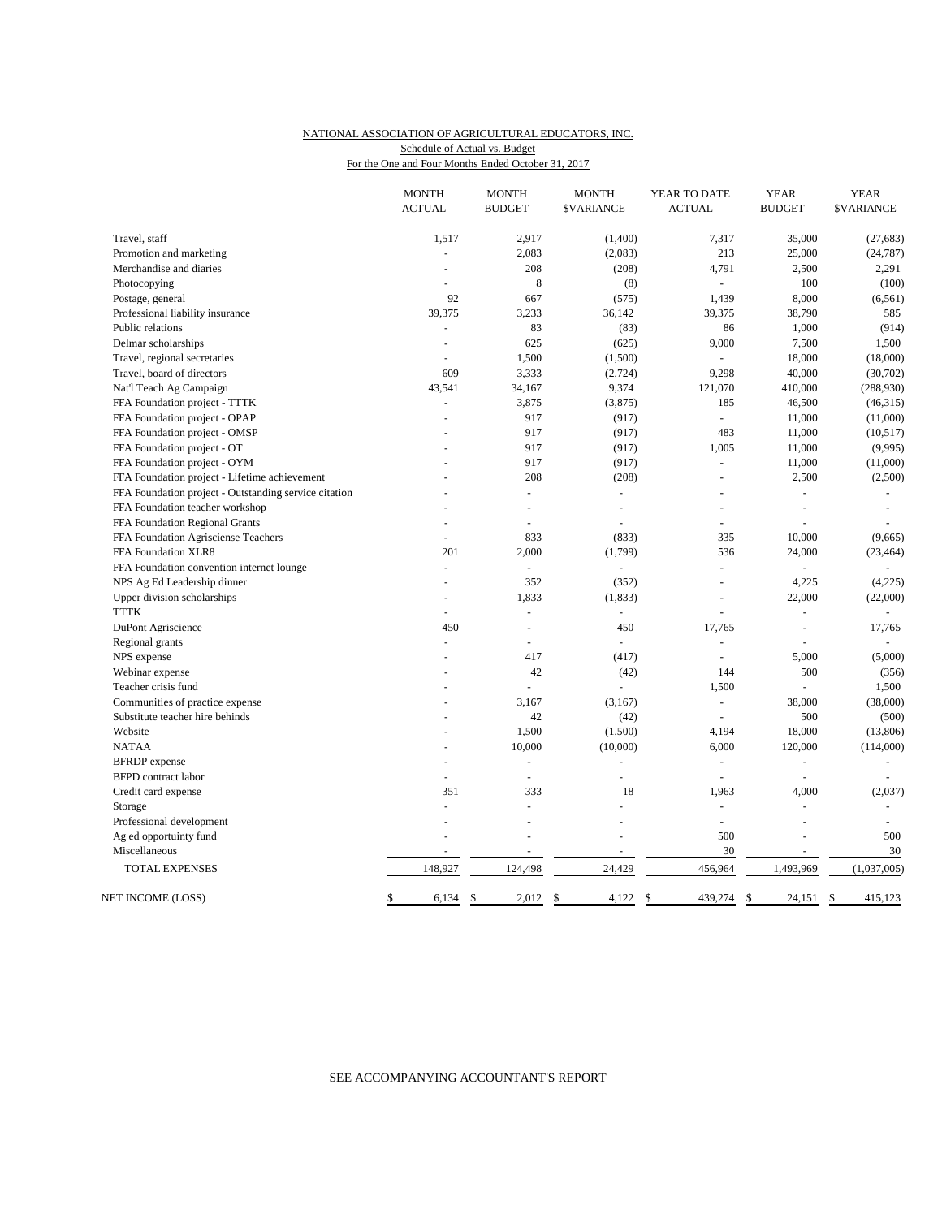NATIONAL ASSOCIATION OF AGRICULTURAL EDUCATORS, INC.
Schedule of Actual vs. Budget
For the One and Four Months Ended October 31, 2017

| | MONTH ACTUAL | MONTH BUDGET | MONTH $VARIANCE | YEAR TO DATE ACTUAL | YEAR BUDGET | YEAR $VARIANCE |
|---|---|---|---|---|---|---|
| Travel, staff | 1,517 | 2,917 | (1,400) | 7,317 | 35,000 | (27,683) |
| Promotion and marketing | - | 2,083 | (2,083) | 213 | 25,000 | (24,787) |
| Merchandise and diaries | - | 208 | (208) | 4,791 | 2,500 | 2,291 |
| Photocopying | - | 8 | (8) | - | 100 | (100) |
| Postage, general | 92 | 667 | (575) | 1,439 | 8,000 | (6,561) |
| Professional liability insurance | 39,375 | 3,233 | 36,142 | 39,375 | 38,790 | 585 |
| Public relations | - | 83 | (83) | 86 | 1,000 | (914) |
| Delmar scholarships | - | 625 | (625) | 9,000 | 7,500 | 1,500 |
| Travel, regional secretaries | - | 1,500 | (1,500) | - | 18,000 | (18,000) |
| Travel, board of directors | 609 | 3,333 | (2,724) | 9,298 | 40,000 | (30,702) |
| Nat'l Teach Ag Campaign | 43,541 | 34,167 | 9,374 | 121,070 | 410,000 | (288,930) |
| FFA Foundation project - TTTK | - | 3,875 | (3,875) | 185 | 46,500 | (46,315) |
| FFA Foundation project - OPAP | - | 917 | (917) | - | 11,000 | (11,000) |
| FFA Foundation project - OMSP | - | 917 | (917) | 483 | 11,000 | (10,517) |
| FFA Foundation project - OT | - | 917 | (917) | 1,005 | 11,000 | (9,995) |
| FFA Foundation project - OYM | - | 917 | (917) | - | 11,000 | (11,000) |
| FFA Foundation project - Lifetime achievement | - | 208 | (208) | - | 2,500 | (2,500) |
| FFA Foundation project - Outstanding service citation | - | - | - | - | - | - |
| FFA Foundation teacher workshop | - | - | - | - | - | - |
| FFA Foundation Regional Grants | - | - | - | - | - | - |
| FFA Foundation Agrisciense Teachers | - | 833 | (833) | 335 | 10,000 | (9,665) |
| FFA Foundation XLR8 | 201 | 2,000 | (1,799) | 536 | 24,000 | (23,464) |
| FFA Foundation convention internet lounge | - | - | - | - | - | - |
| NPS Ag Ed Leadership dinner | - | 352 | (352) | - | 4,225 | (4,225) |
| Upper division scholarships | - | 1,833 | (1,833) | - | 22,000 | (22,000) |
| TTTK | - | - | - | - | - | - |
| DuPont Agriscience | 450 | - | 450 | 17,765 | - | 17,765 |
| Regional grants | - | - | - | - | - | - |
| NPS expense | - | 417 | (417) | - | 5,000 | (5,000) |
| Webinar expense | - | 42 | (42) | 144 | 500 | (356) |
| Teacher crisis fund | - | - | - | 1,500 | - | 1,500 |
| Communities of practice expense | - | 3,167 | (3,167) | - | 38,000 | (38,000) |
| Substitute teacher hire behinds | - | 42 | (42) | - | 500 | (500) |
| Website | - | 1,500 | (1,500) | 4,194 | 18,000 | (13,806) |
| NATAA | - | 10,000 | (10,000) | 6,000 | 120,000 | (114,000) |
| BFRDP expense | - | - | - | - | - | - |
| BFPD contract labor | - | - | - | - | - | - |
| Credit card expense | 351 | 333 | 18 | 1,963 | 4,000 | (2,037) |
| Storage | - | - | - | - | - | - |
| Professional development | - | - | - | - | - | - |
| Ag ed opportuinty fund | - | - | - | 500 | - | 500 |
| Miscellaneous | - | - | - | 30 | - | 30 |
| TOTAL EXPENSES | 148,927 | 124,498 | 24,429 | 456,964 | 1,493,969 | (1,037,005) |
| NET INCOME (LOSS) | $ 6,134 | $ 2,012 | $ 4,122 | $ 439,274 | $ 24,151 | $ 415,123 |

SEE ACCOMPANYING ACCOUNTANT'S REPORT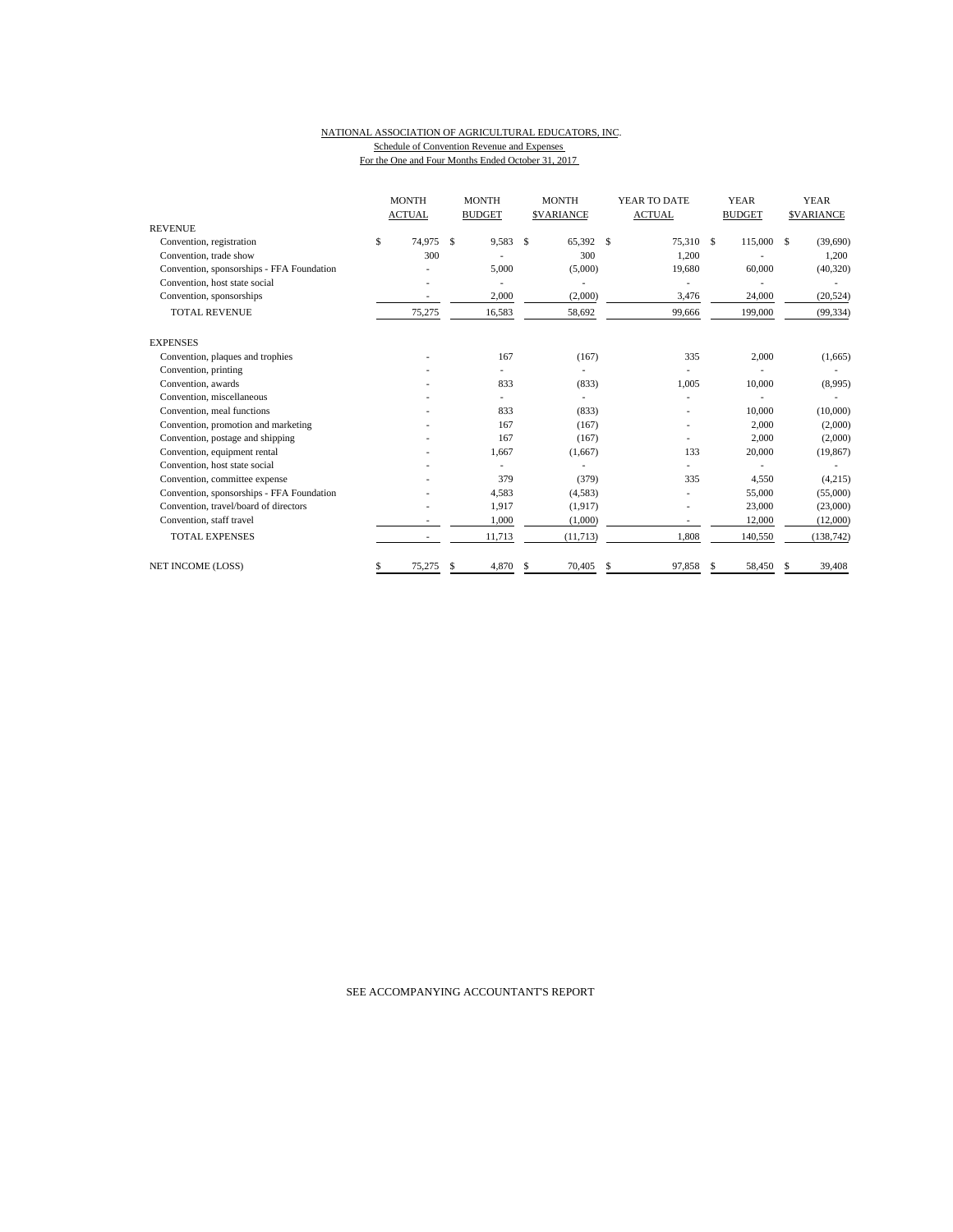NATIONAL ASSOCIATION OF AGRICULTURAL EDUCATORS, INC.

Schedule of Convention Revenue and Expenses

For the One and Four Months Ended October 31, 2017

| | MONTH ACTUAL | MONTH BUDGET | MONTH $VARIANCE | YEAR TO DATE ACTUAL | YEAR BUDGET | YEAR $VARIANCE |
|---|---|---|---|---|---|---|
| REVENUE | | | | | | |
| Convention, registration | $ 74,975 | $ 9,583 | $ 65,392 | $ 75,310 | $ 115,000 | $ (39,690) |
| Convention, trade show | 300 | - | 300 | 1,200 | - | 1,200 |
| Convention, sponsorships - FFA Foundation | - | 5,000 | (5,000) | 19,680 | 60,000 | (40,320) |
| Convention, host state social | - | - | - | - | - | - |
| Convention, sponsorships | - | 2,000 | (2,000) | 3,476 | 24,000 | (20,524) |
| TOTAL REVENUE | 75,275 | 16,583 | 58,692 | 99,666 | 199,000 | (99,334) |
| EXPENSES | | | | | | |
| Convention, plaques and trophies | - | 167 | (167) | 335 | 2,000 | (1,665) |
| Convention, printing | - | - | - | - | - | - |
| Convention, awards | - | 833 | (833) | 1,005 | 10,000 | (8,995) |
| Convention, miscellaneous | - | - | - | - | - | - |
| Convention, meal functions | - | 833 | (833) | - | 10,000 | (10,000) |
| Convention, promotion and marketing | - | 167 | (167) | - | 2,000 | (2,000) |
| Convention, postage and shipping | - | 167 | (167) | - | 2,000 | (2,000) |
| Convention, equipment rental | - | 1,667 | (1,667) | 133 | 20,000 | (19,867) |
| Convention, host state social | - | - | - | - | - | - |
| Convention, committee expense | - | 379 | (379) | 335 | 4,550 | (4,215) |
| Convention, sponsorships - FFA Foundation | - | 4,583 | (4,583) | - | 55,000 | (55,000) |
| Convention, travel/board of directors | - | 1,917 | (1,917) | - | 23,000 | (23,000) |
| Convention, staff travel | - | 1,000 | (1,000) | - | 12,000 | (12,000) |
| TOTAL EXPENSES | - | 11,713 | (11,713) | 1,808 | 140,550 | (138,742) |
| NET INCOME (LOSS) | $ 75,275 | $ 4,870 | $ 70,405 | $ 97,858 | $ 58,450 | $ 39,408 |

SEE ACCOMPANYING ACCOUNTANT'S REPORT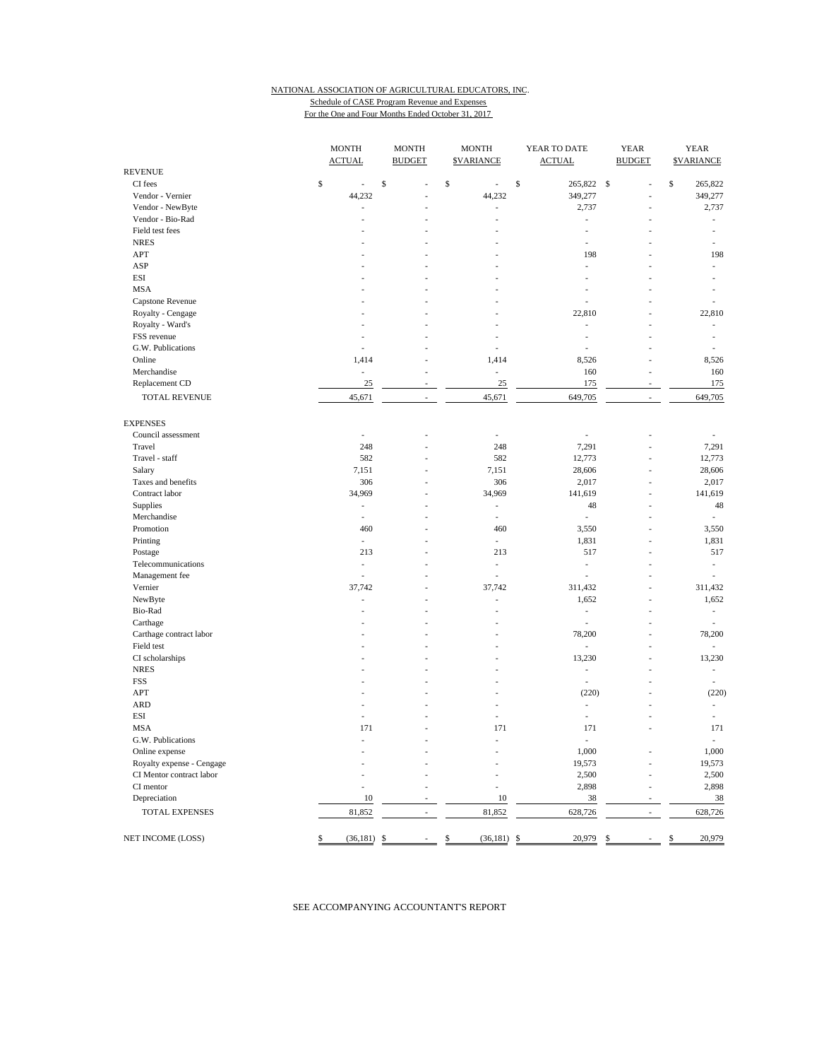NATIONAL ASSOCIATION OF AGRICULTURAL EDUCATORS, INC.
Schedule of CASE Program Revenue and Expenses
For the One and Four Months Ended October 31, 2017

| | MONTH ACTUAL | MONTH BUDGET | MONTH $VARIANCE | YEAR TO DATE ACTUAL | YEAR BUDGET | YEAR $VARIANCE |
|---|---|---|---|---|---|---|
| REVENUE | | | | | | |
| CI fees | $ - | $ - | $ - | $ 265,822 | $ - | $ 265,822 |
| Vendor - Vernier | 44,232 | - | 44,232 | 349,277 | - | 349,277 |
| Vendor - NewByte | - | - | - | 2,737 | - | 2,737 |
| Vendor - Bio-Rad | - | - | - | - | - | - |
| Field test fees | - | - | - | - | - | - |
| NRES | - | - | - | - | - | - |
| APT | - | - | - | 198 | - | 198 |
| ASP | - | - | - | - | - | - |
| ESI | - | - | - | - | - | - |
| MSA | - | - | - | - | - | - |
| Capstone Revenue | - | - | - | - | - | - |
| Royalty - Cengage | - | - | - | 22,810 | - | 22,810 |
| Royalty - Ward's | - | - | - | - | - | - |
| FSS revenue | - | - | - | - | - | - |
| G.W. Publications | - | - | - | - | - | - |
| Online | 1,414 | - | 1,414 | 8,526 | - | 8,526 |
| Merchandise | - | - | - | 160 | - | 160 |
| Replacement CD | 25 | - | 25 | 175 | - | 175 |
| TOTAL REVENUE | 45,671 | - | 45,671 | 649,705 | - | 649,705 |
| EXPENSES | | | | | | |
| Council assessment | - | - | - | - | - | - |
| Travel | 248 | - | 248 | 7,291 | - | 7,291 |
| Travel - staff | 582 | - | 582 | 12,773 | - | 12,773 |
| Salary | 7,151 | - | 7,151 | 28,606 | - | 28,606 |
| Taxes and benefits | 306 | - | 306 | 2,017 | - | 2,017 |
| Contract labor | 34,969 | - | 34,969 | 141,619 | - | 141,619 |
| Supplies | - | - | - | 48 | - | 48 |
| Merchandise | - | - | - | - | - | - |
| Promotion | 460 | - | 460 | 3,550 | - | 3,550 |
| Printing | - | - | - | 1,831 | - | 1,831 |
| Postage | 213 | - | 213 | 517 | - | 517 |
| Telecommunications | - | - | - | - | - | - |
| Management fee | - | - | - | - | - | - |
| Vernier | 37,742 | - | 37,742 | 311,432 | - | 311,432 |
| NewByte | - | - | - | 1,652 | - | 1,652 |
| Bio-Rad | - | - | - | - | - | - |
| Carthage | - | - | - | - | - | - |
| Carthage contract labor | - | - | - | 78,200 | - | 78,200 |
| Field test | - | - | - | - | - | - |
| CI scholarships | - | - | - | 13,230 | - | 13,230 |
| NRES | - | - | - | - | - | - |
| FSS | - | - | - | - | - | - |
| APT | - | - | - | (220) | - | (220) |
| ARD | - | - | - | - | - | - |
| ESI | - | - | - | - | - | - |
| MSA | 171 | - | 171 | 171 | - | 171 |
| G.W. Publications | - | - | - | - | - | - |
| Online expense | - | - | - | 1,000 | - | 1,000 |
| Royalty expense - Cengage | - | - | - | 19,573 | - | 19,573 |
| CI Mentor contract labor | - | - | - | 2,500 | - | 2,500 |
| CI mentor | - | - | - | 2,898 | - | 2,898 |
| Depreciation | 10 | - | 10 | 38 | - | 38 |
| TOTAL EXPENSES | 81,852 | - | 81,852 | 628,726 | - | 628,726 |
| NET INCOME (LOSS) | $ (36,181) | $ - | $ (36,181) | $ 20,979 | $ - | $ 20,979 |

SEE ACCOMPANYING ACCOUNTANT'S REPORT